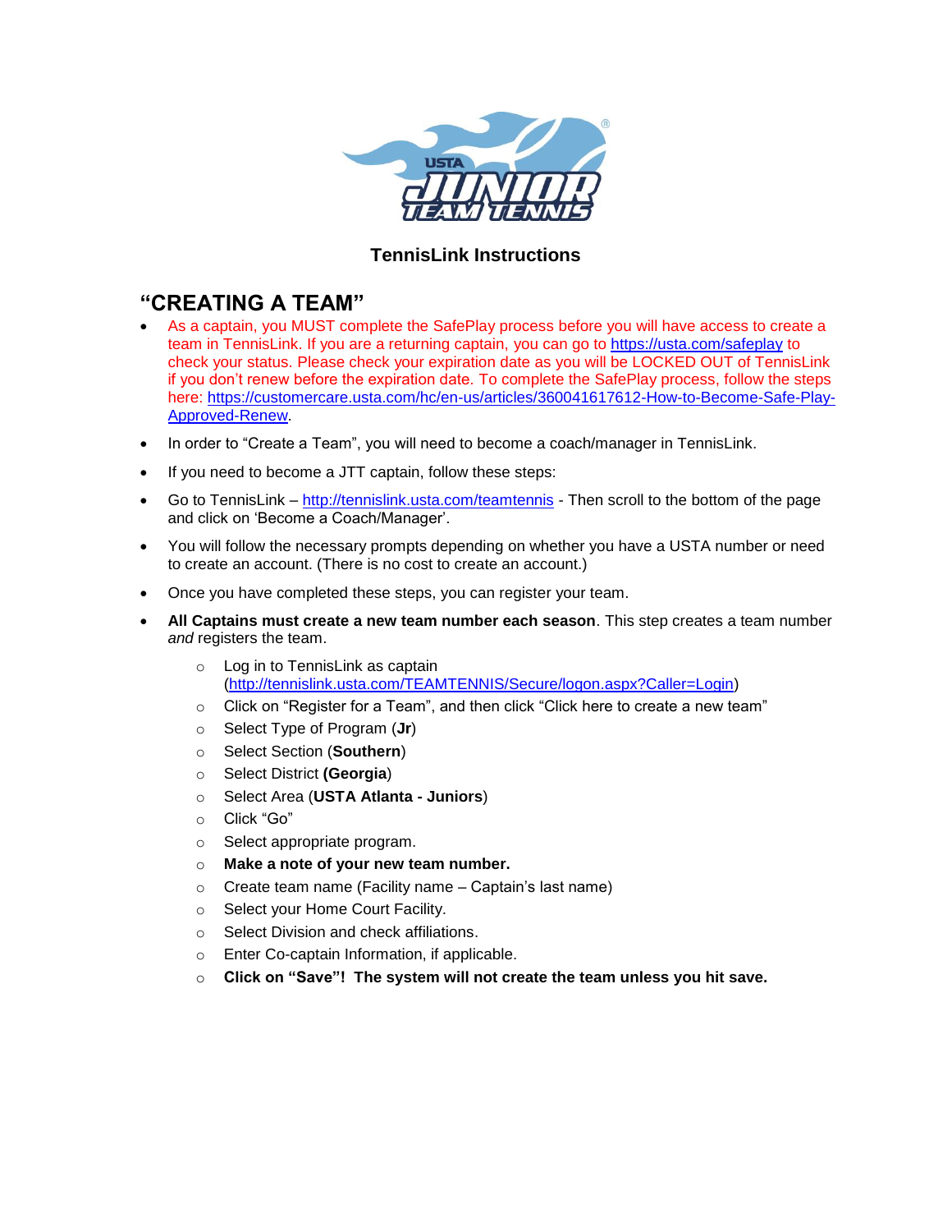## TennisLink Instructions

# "CREATING A TEAM"

- As a captain, you MUST complete the SafePlay process before you will have access to create a team in TennisLink. If you are a returning captain, you can go to https://usta.com/safeplay to check your status. Please check your expiration date as you will be LOCKED OUT of TennisLink if you don't renew before the expiration date. To complete the SafePlay process, follow the steps here: https://customercare.usta.com/hc/en-us/articles/360041617612-How-to-Become-Safe-Play-Approved-Renew.
- In order to "Create a Team", you will need to become a coach/manager in TennisLink.
- If you need to become a JTT captain, follow these steps:
- Go to TennisLink – http://tennislink.usta.com/teamtennis - Then scroll to the bottom of the page and click on 'Become a Coach/Manager'.
- You will follow the necessary prompts depending on whether you have a USTA number or need to create an account. (There is no cost to create an account.)
- Once you have completed these steps, you can register your team.
- **All Captains must create a new team number each season**. This step creates a team number *and* registers the team.
    - Log in to TennisLink as captain (http://tennislink.usta.com/TEAMTENNIS/Secure/logon.aspx?Caller=Login)
    - Click on "Register for a Team", and then click "Click here to create a new team"
    - Select Type of Program (**Jr**)
    - Select Section (**Southern**)
    - Select District **(Georgia)**
    - Select Area (**USTA Atlanta - Juniors**)
    - Click "Go"
    - Select appropriate program.
    - **Make a note of your new team number.**
    - Create team name (Facility name – Captain's last name)
    - Select your Home Court Facility.
    - Select Division and check affiliations.
    - Enter Co-captain Information, if applicable.
    - **Click on "Save"! The system will not create the team unless you hit save.**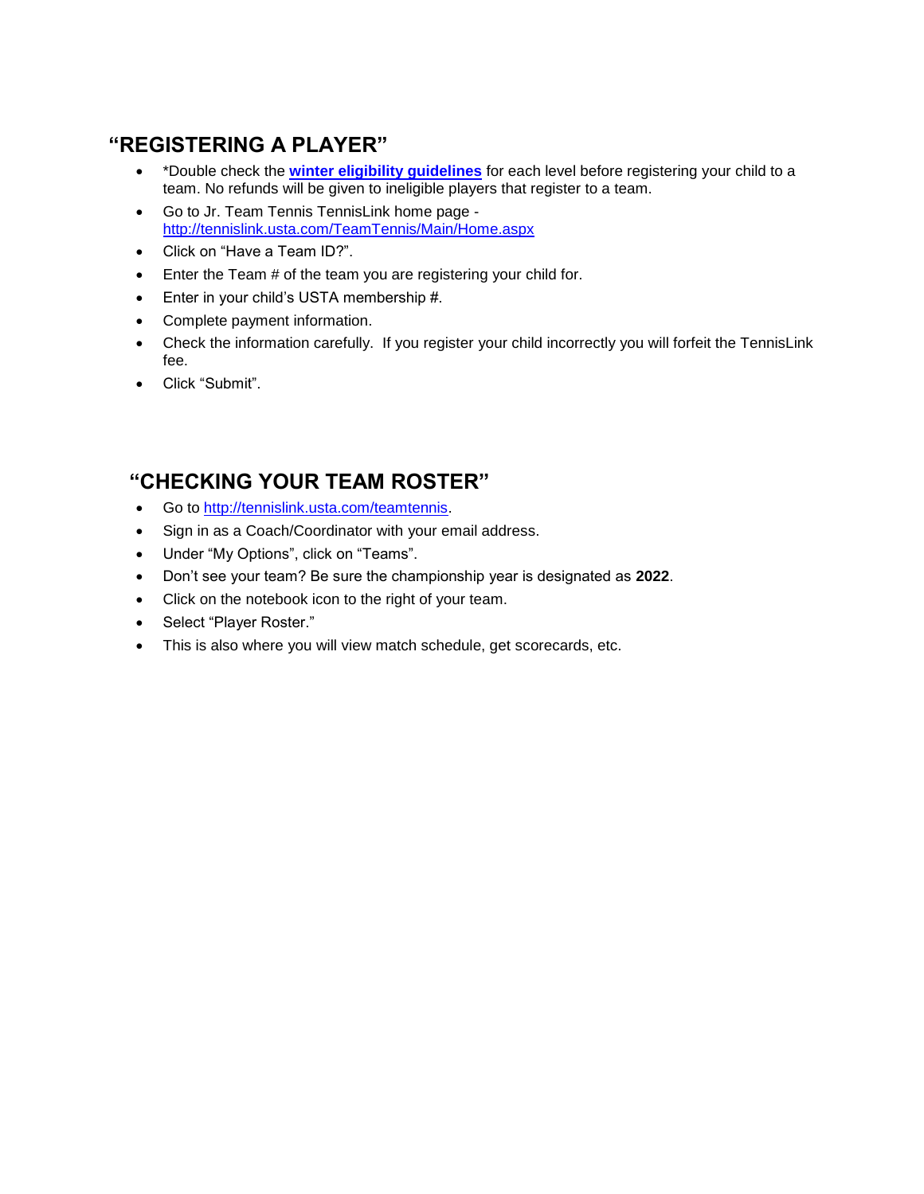## "REGISTERING A PLAYER"

- *Double check the **[winter eligibility guidelines]** for each level before registering your child to a team. No refunds will be given to ineligible players that register to a team.
- Go to Jr. Team Tennis TennisLink home page - http://tennislink.usta.com/TeamTennis/Main/Home.aspx
- Click on "Have a Team ID?".
- Enter the Team # of the team you are registering your child for.
- Enter in your child's USTA membership #.
- Complete payment information.
- Check the information carefully. If you register your child incorrectly you will forfeit the TennisLink fee.
- Click "Submit".

## "CHECKING YOUR TEAM ROSTER"

- Go to http://tennislink.usta.com/teamtennis.
- Sign in as a Coach/Coordinator with your email address.
- Under "My Options", click on "Teams".
- Don't see your team? Be sure the championship year is designated as **2022**.
- Click on the notebook icon to the right of your team.
- Select "Player Roster."
- This is also where you will view match schedule, get scorecards, etc.